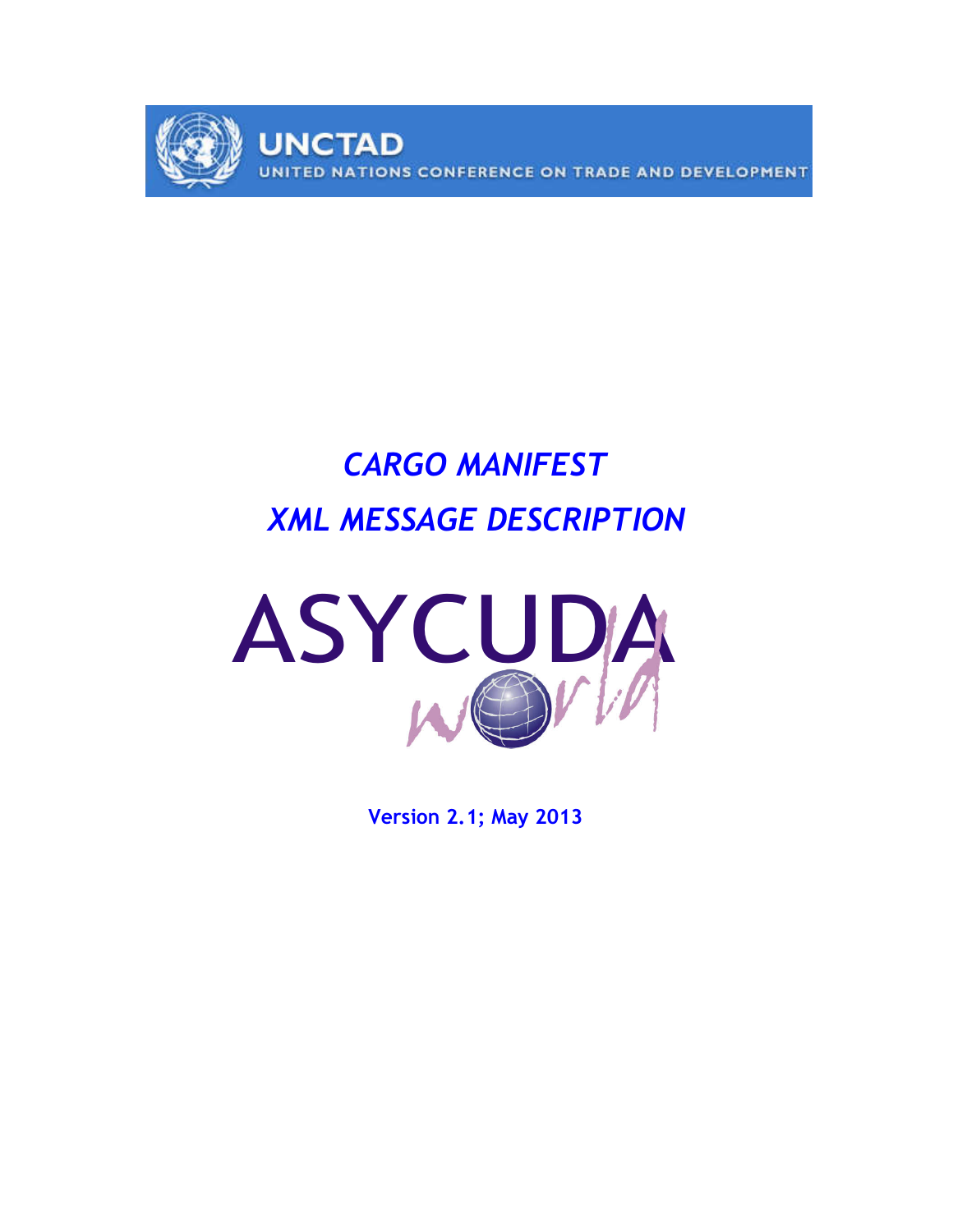UNCTAD

UNITED NATIONS CONFERENCE ON TRADE AND DEVELOPMENT

# *CARGO MANIFEST*

# *XML MESSAGE DESCRIPTION*

ASYCUDA world

**Version 2.1; May 2013**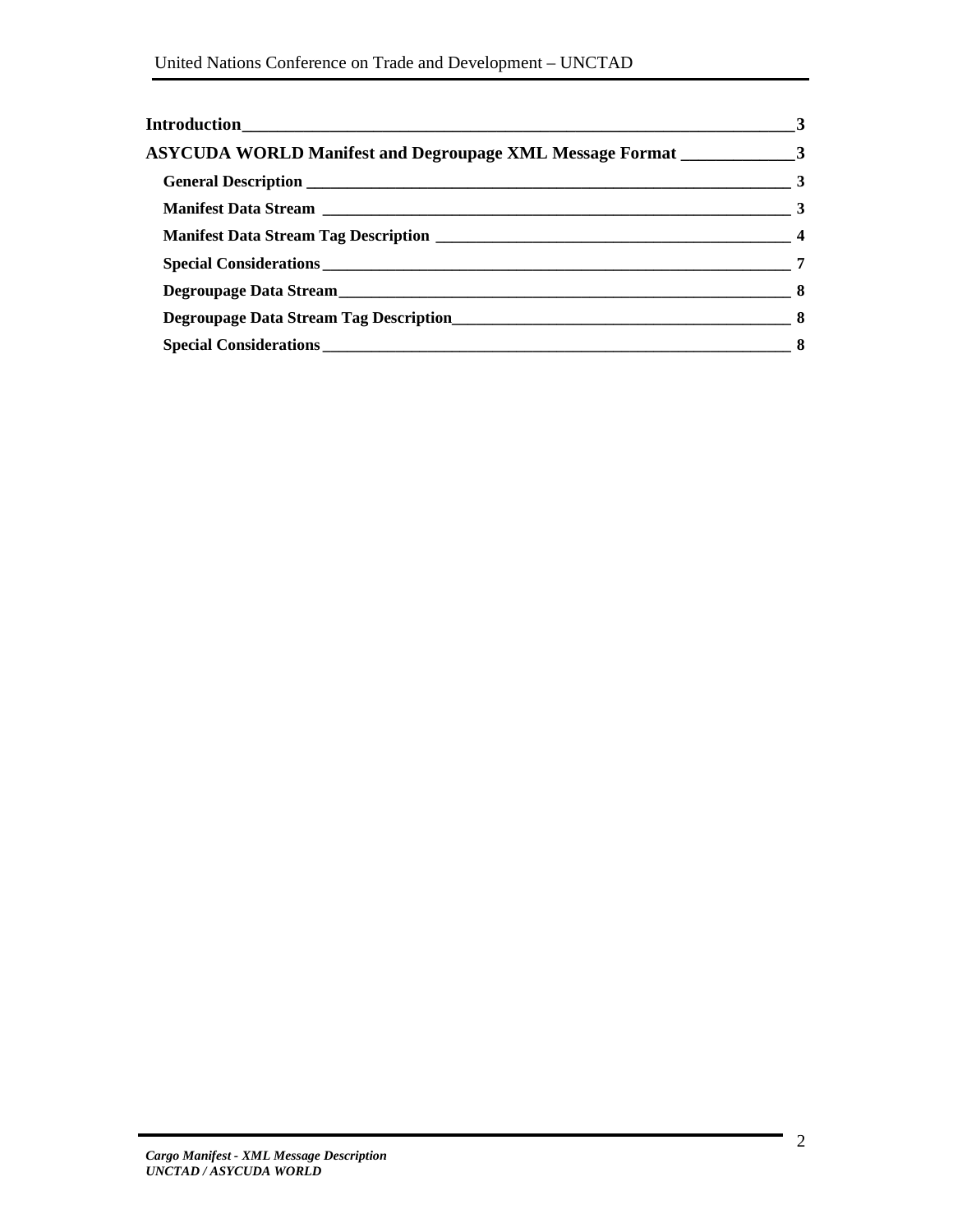**Introduction** 3

**ASYCUDA WORLD Manifest and Degroupage XML Message Format** 3

- **General Description** 3
- **Manifest Data Stream** 3
- **Manifest Data Stream Tag Description** 4
- **Special Considerations** 7
- **Degroupage Data Stream** 8
- **Degroupage Data Stream Tag Description** 8
- **Special Considerations** 8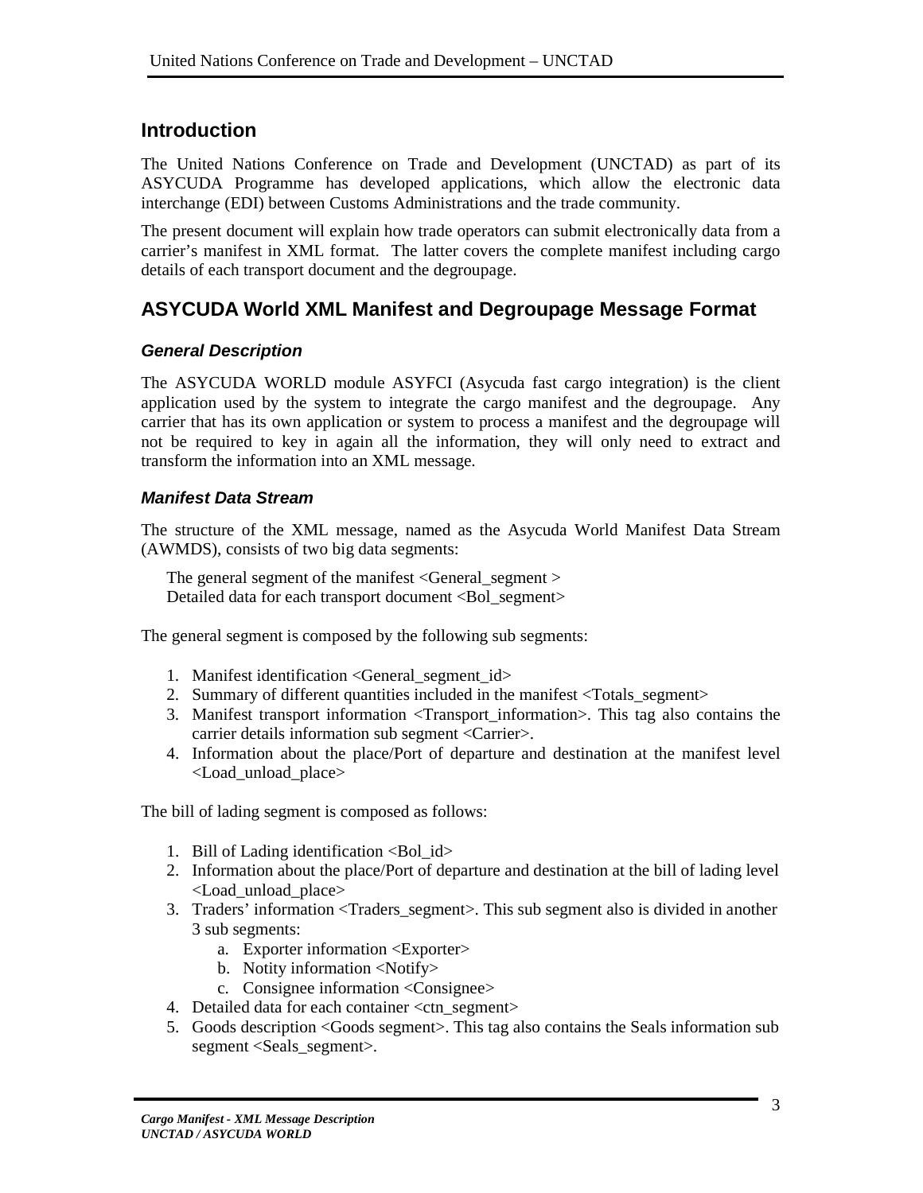## Introduction

The United Nations Conference on Trade and Development (UNCTAD) as part of its ASYCUDA Programme has developed applications, which allow the electronic data interchange (EDI) between Customs Administrations and the trade community.

The present document will explain how trade operators can submit electronically data from a carrier's manifest in XML format. The latter covers the complete manifest including cargo details of each transport document and the degroupage.

## ASYCUDA World XML Manifest and Degroupage Message Format

### *General Description*

The ASYCUDA WORLD module ASYFCI (Asycuda fast cargo integration) is the client application used by the system to integrate the cargo manifest and the degroupage. Any carrier that has its own application or system to process a manifest and the degroupage will not be required to key in again all the information, they will only need to extract and transform the information into an XML message.

### *Manifest Data Stream*

The structure of the XML message, named as the Asycuda World Manifest Data Stream (AWMDS), consists of two big data segments:

The general segment of the manifest <General_segment >
Detailed data for each transport document <Bol_segment>

The general segment is composed by the following sub segments:

1. Manifest identification <General_segment_id>
2. Summary of different quantities included in the manifest <Totals_segment>
3. Manifest transport information <Transport_information>. This tag also contains the carrier details information sub segment <Carrier>.
4. Information about the place/Port of departure and destination at the manifest level <Load_unload_place>

The bill of lading segment is composed as follows:

1. Bill of Lading identification <Bol_id>
2. Information about the place/Port of departure and destination at the bill of lading level <Load_unload_place>
3. Traders' information <Traders_segment>. This sub segment also is divided in another 3 sub segments:
   a. Exporter information <Exporter>
   b. Notity information <Notify>
   c. Consignee information <Consignee>
4. Detailed data for each container <ctn_segment>
5. Goods description <Goods segment>. This tag also contains the Seals information sub segment <Seals_segment>.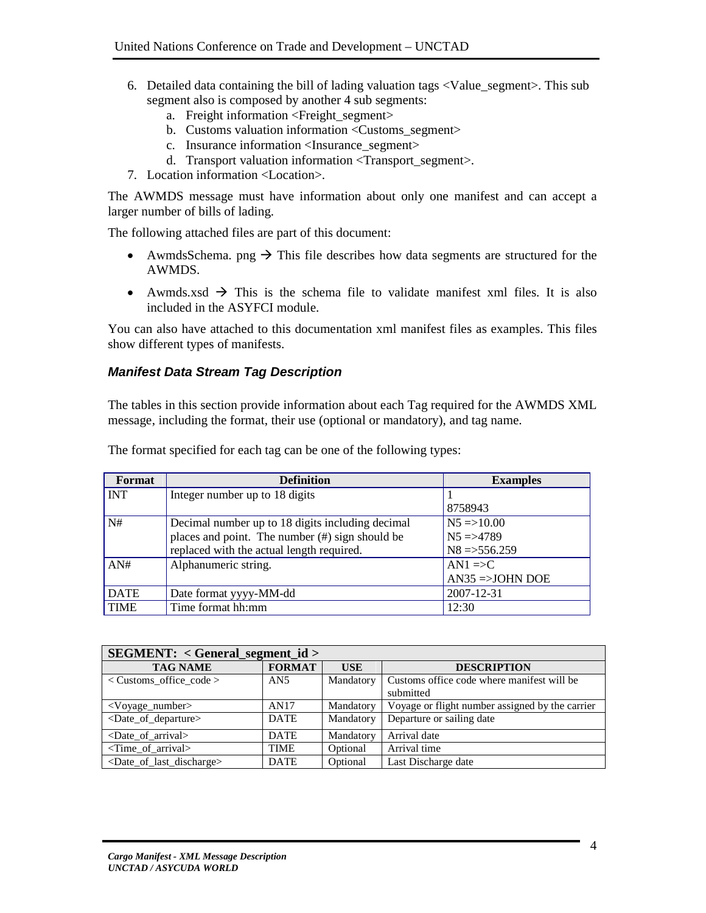6. Detailed data containing the bill of lading valuation tags <Value_segment>. This sub segment also is composed by another 4 sub segments:
   a. Freight information <Freight_segment>
   b. Customs valuation information <Customs_segment>
   c. Insurance information <Insurance_segment>
   d. Transport valuation information <Transport_segment>.
7. Location information <Location>.

The AWMDS message must have information about only one manifest and can accept a larger number of bills of lading.

The following attached files are part of this document:

- AwmdsSchema. png → This file describes how data segments are structured for the AWMDS.
- Awmds.xsd → This is the schema file to validate manifest xml files. It is also included in the ASYFCI module.

You can also have attached to this documentation xml manifest files as examples. This files show different types of manifests.

### *Manifest Data Stream Tag Description*

The tables in this section provide information about each Tag required for the AWMDS XML message, including the format, their use (optional or mandatory), and tag name.

The format specified for each tag can be one of the following types:

| Format | Definition | Examples |
|---|---|---|
| INT | Integer number up to 18 digits | 1<br>8758943 |
| N# | Decimal number up to 18 digits including decimal places and point. The number (#) sign should be replaced with the actual length required. | N5 =>10.00<br>N5 =>4789<br>N8 =>556.259 |
| AN# | Alphanumeric string. | AN1 =>C<br>AN35 =>JOHN DOE |
| DATE | Date format yyyy-MM-dd | 2007-12-31 |
| TIME | Time format hh:mm | 12:30 |

| **SEGMENT: < General_segment_id >** | | | |
|---|---|---|---|
| **TAG NAME** | **FORMAT** | **USE** | **DESCRIPTION** |
| < Customs_office_code > | AN5 | Mandatory | Customs office code where manifest will be submitted |
| <Voyage_number> | AN17 | Mandatory | Voyage or flight number assigned by the carrier |
| <Date_of_departure> | DATE | Mandatory | Departure or sailing date |
| <Date_of_arrival> | DATE | Mandatory | Arrival date |
| <Time_of_arrival> | TIME | Optional | Arrival time |
| <Date_of_last_discharge> | DATE | Optional | Last Discharge date |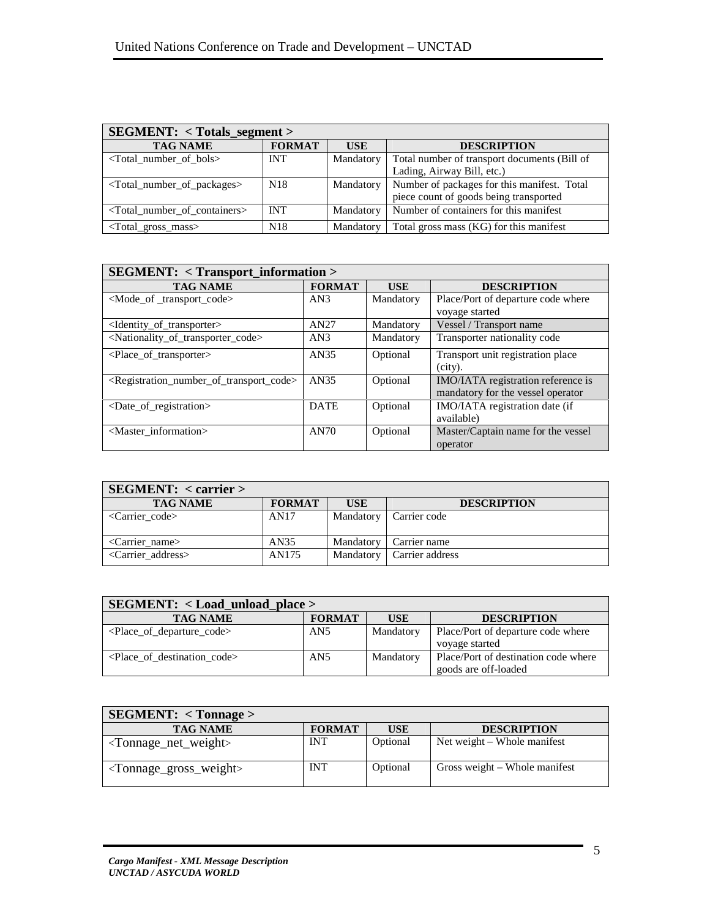| SEGMENT: < Totals_segment > | | | |
|---|---|---|---|
| **TAG NAME** | **FORMAT** | **USE** | **DESCRIPTION** |
| <Total_number_of_bols> | INT | Mandatory | Total number of transport documents (Bill of Lading, Airway Bill, etc.) |
| <Total_number_of_packages> | N18 | Mandatory | Number of packages for this manifest. Total piece count of goods being transported |
| <Total_number_of_containers> | INT | Mandatory | Number of containers for this manifest |
| <Total_gross_mass> | N18 | Mandatory | Total gross mass (KG) for this manifest |

| SEGMENT: < Transport_information > | | | |
|---|---|---|---|
| **TAG NAME** | **FORMAT** | **USE** | **DESCRIPTION** |
| <Mode_of _transport_code> | AN3 | Mandatory | Place/Port of departure code where voyage started |
| <Identity_of_transporter> | AN27 | Mandatory | Vessel / Transport name |
| <Nationality_of_transporter_code> | AN3 | Mandatory | Transporter nationality code |
| <Place_of_transporter> | AN35 | Optional | Transport unit registration place (city). |
| <Registration_number_of_transport_code> | AN35 | Optional | IMO/IATA registration reference is mandatory for the vessel operator |
| <Date_of_registration> | DATE | Optional | IMO/IATA registration date (if available) |
| <Master_information> | AN70 | Optional | Master/Captain name for the vessel operator |

| SEGMENT: < carrier > | | | |
|---|---|---|---|
| **TAG NAME** | **FORMAT** | **USE** | **DESCRIPTION** |
| <Carrier_code> | AN17 | Mandatory | Carrier code |
| <Carrier_name> | AN35 | Mandatory | Carrier name |
| <Carrier_address> | AN175 | Mandatory | Carrier address |

| SEGMENT: < Load_unload_place > | | | |
|---|---|---|---|
| **TAG NAME** | **FORMAT** | **USE** | **DESCRIPTION** |
| <Place_of_departure_code> | AN5 | Mandatory | Place/Port of departure code where voyage started |
| <Place_of_destination_code> | AN5 | Mandatory | Place/Port of destination code where goods are off-loaded |

| SEGMENT: < Tonnage > | | | |
|---|---|---|---|
| **TAG NAME** | **FORMAT** | **USE** | **DESCRIPTION** |
| <Tonnage_net_weight> | INT | Optional | Net weight – Whole manifest |
| <Tonnage_gross_weight> | INT | Optional | Gross weight – Whole manifest |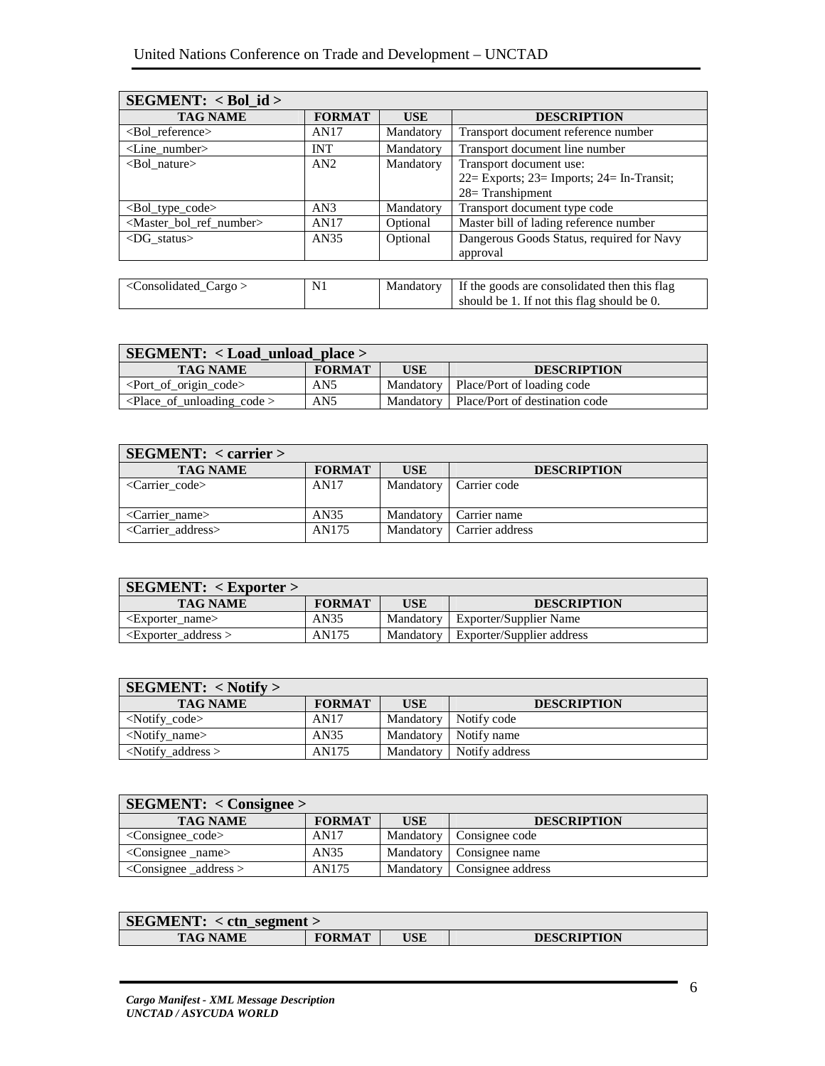| SEGMENT: < Bol_id > | | | |
|---|---|---|---|
| **TAG NAME** | **FORMAT** | **USE** | **DESCRIPTION** |
| <Bol_reference> | AN17 | Mandatory | Transport document reference number |
| <Line_number> | INT | Mandatory | Transport document line number |
| <Bol_nature> | AN2 | Mandatory | Transport document use: 22= Exports; 23= Imports; 24= In-Transit; 28= Transhipment |
| <Bol_type_code> | AN3 | Mandatory | Transport document type code |
| <Master_bol_ref_number> | AN17 | Optional | Master bill of lading reference number |
| <DG_status> | AN35 | Optional | Dangerous Goods Status, required for Navy approval |
| <Consolidated_Cargo > | N1 | Mandatory | If the goods are consolidated then this flag should be 1. If not this flag should be 0. |

| SEGMENT: < Load_unload_place > | | | |
|---|---|---|---|
| **TAG NAME** | **FORMAT** | **USE** | **DESCRIPTION** |
| <Port_of_origin_code> | AN5 | Mandatory | Place/Port of loading code |
| <Place_of_unloading_code > | AN5 | Mandatory | Place/Port of destination code |

| SEGMENT: < carrier > | | | |
|---|---|---|---|
| **TAG NAME** | **FORMAT** | **USE** | **DESCRIPTION** |
| <Carrier_code> | AN17 | Mandatory | Carrier code |
| <Carrier_name> | AN35 | Mandatory | Carrier name |
| <Carrier_address> | AN175 | Mandatory | Carrier address |

| SEGMENT: < Exporter > | | | |
|---|---|---|---|
| **TAG NAME** | **FORMAT** | **USE** | **DESCRIPTION** |
| <Exporter_name> | AN35 | Mandatory | Exporter/Supplier Name |
| <Exporter_address > | AN175 | Mandatory | Exporter/Supplier address |

| SEGMENT: < Notify > | | | |
|---|---|---|---|
| **TAG NAME** | **FORMAT** | **USE** | **DESCRIPTION** |
| <Notify_code> | AN17 | Mandatory | Notify code |
| <Notify_name> | AN35 | Mandatory | Notify name |
| <Notify_address > | AN175 | Mandatory | Notify address |

| SEGMENT: < Consignee > | | | |
|---|---|---|---|
| **TAG NAME** | **FORMAT** | **USE** | **DESCRIPTION** |
| <Consignee_code> | AN17 | Mandatory | Consignee code |
| <Consignee _name> | AN35 | Mandatory | Consignee name |
| <Consignee _address > | AN175 | Mandatory | Consignee address |

| SEGMENT: < ctn_segment > | | | |
|---|---|---|---|
| **TAG NAME** | **FORMAT** | **USE** | **DESCRIPTION** |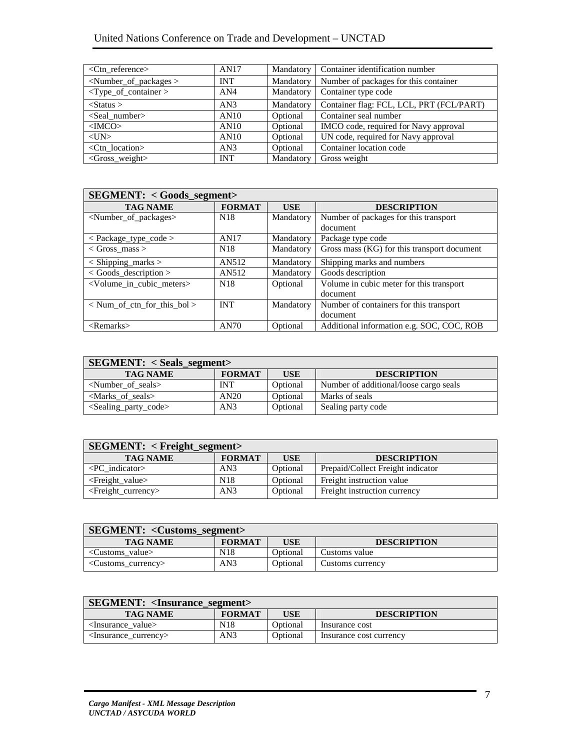| <Ctn_reference> | AN17 | Mandatory | Container identification number |
| --- | --- | --- | --- |
| <Number_of_packages > | INT | Mandatory | Number of packages for this container |
| <Type_of_container > | AN4 | Mandatory | Container type code |
| <Status > | AN3 | Mandatory | Container flag: FCL, LCL, PRT (FCL/PART) |
| <Seal_number> | AN10 | Optional | Container seal number |
| <IMCO> | AN10 | Optional | IMCO code, required for Navy approval |
| <UN> | AN10 | Optional | UN code, required for Navy approval |
| <Ctn_location> | AN3 | Optional | Container location code |
| <Gross_weight> | INT | Mandatory | Gross weight |

| SEGMENT: < Goods_segment> | | | |
| --- | --- | --- | --- |
| **TAG NAME** | **FORMAT** | **USE** | **DESCRIPTION** |
| <Number_of_packages> | N18 | Mandatory | Number of packages for this transport document |
| < Package_type_code > | AN17 | Mandatory | Package type code |
| < Gross_mass > | N18 | Mandatory | Gross mass (KG) for this transport document |
| < Shipping_marks > | AN512 | Mandatory | Shipping marks and numbers |
| < Goods_description > | AN512 | Mandatory | Goods description |
| <Volume_in_cubic_meters> | N18 | Optional | Volume in cubic meter for this transport document |
| < Num_of_ctn_for_this_bol > | INT | Mandatory | Number of containers for this transport document |
| <Remarks> | AN70 | Optional | Additional information e.g. SOC, COC, ROB |

| SEGMENT: < Seals_segment> | | | |
| --- | --- | --- | --- |
| **TAG NAME** | **FORMAT** | **USE** | **DESCRIPTION** |
| <Number_of_seals> | INT | Optional | Number of additional/loose cargo seals |
| <Marks_of_seals> | AN20 | Optional | Marks of seals |
| <Sealing_party_code> | AN3 | Optional | Sealing party code |

| SEGMENT: < Freight_segment> | | | |
| --- | --- | --- | --- |
| **TAG NAME** | **FORMAT** | **USE** | **DESCRIPTION** |
| <PC_indicator> | AN3 | Optional | Prepaid/Collect Freight indicator |
| <Freight_value> | N18 | Optional | Freight instruction value |
| <Freight_currency> | AN3 | Optional | Freight instruction currency |

| SEGMENT: <Customs_segment> | | | |
| --- | --- | --- | --- |
| **TAG NAME** | **FORMAT** | **USE** | **DESCRIPTION** |
| <Customs_value> | N18 | Optional | Customs value |
| <Customs_currency> | AN3 | Optional | Customs currency |

| SEGMENT: <Insurance_segment> | | | |
| --- | --- | --- | --- |
| **TAG NAME** | **FORMAT** | **USE** | **DESCRIPTION** |
| <Insurance_value> | N18 | Optional | Insurance cost |
| <Insurance_currency> | AN3 | Optional | Insurance cost currency |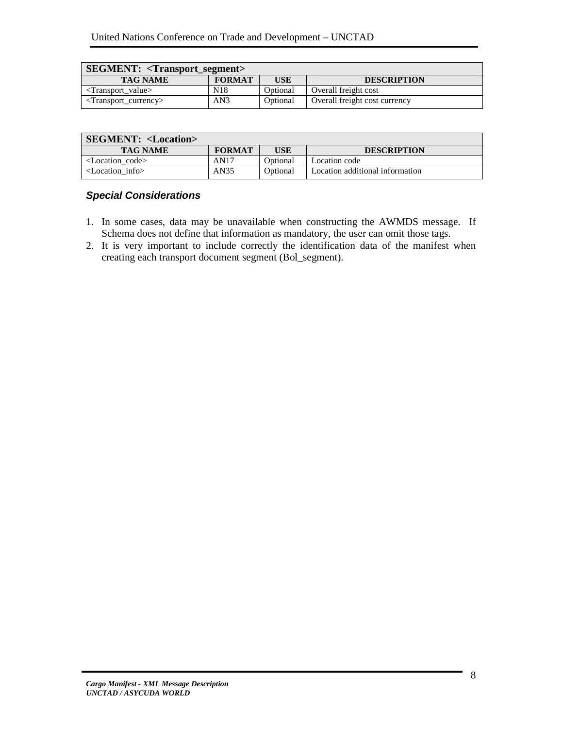| SEGMENT: <Transport_segment> | | | |
|---|---|---|---|
| **TAG NAME** | **FORMAT** | **USE** | **DESCRIPTION** |
| <Transport_value> | N18 | Optional | Overall freight cost |
| <Transport_currency> | AN3 | Optional | Overall freight cost currency |

| SEGMENT: <Location> | | | |
|---|---|---|---|
| **TAG NAME** | **FORMAT** | **USE** | **DESCRIPTION** |
| <Location_code> | AN17 | Optional | Location code |
| <Location_info> | AN35 | Optional | Location additional information |

### *Special Considerations*

1. In some cases, data may be unavailable when constructing the AWMDS message. If Schema does not define that information as mandatory, the user can omit those tags.
2. It is very important to include correctly the identification data of the manifest when creating each transport document segment (Bol_segment).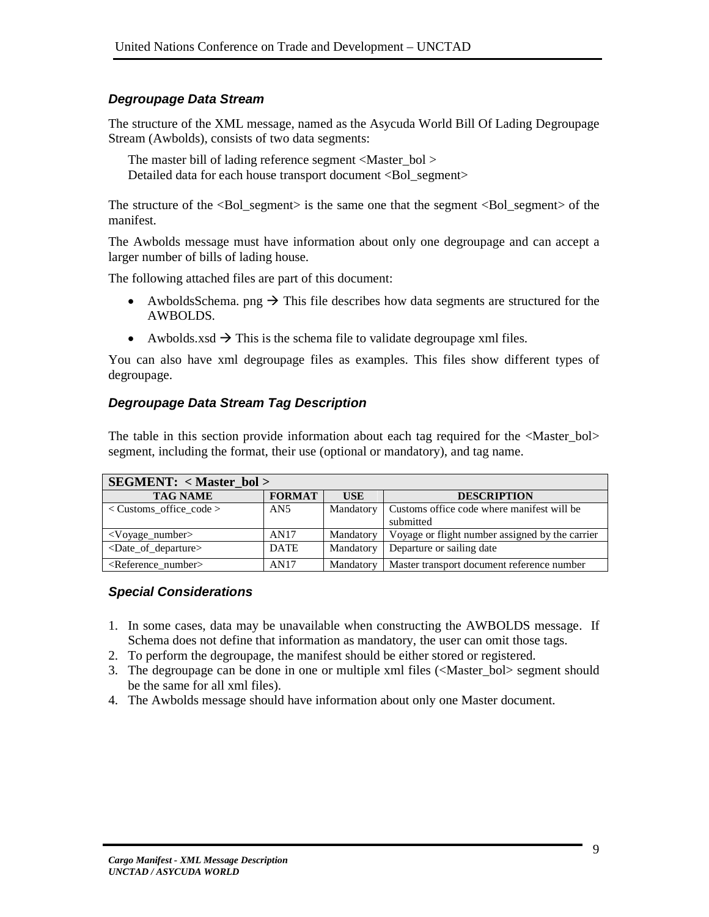### *Degroupage Data Stream*

The structure of the XML message, named as the Asycuda World Bill Of Lading Degroupage Stream (Awbolds), consists of two data segments:

The master bill of lading reference segment <Master_bol >
Detailed data for each house transport document <Bol_segment>

The structure of the <Bol_segment> is the same one that the segment <Bol_segment> of the manifest.

The Awbolds message must have information about only one degroupage and can accept a larger number of bills of lading house.

The following attached files are part of this document:

- AwboldsSchema. png → This file describes how data segments are structured for the AWBOLDS.
- Awbolds.xsd → This is the schema file to validate degroupage xml files.

You can also have xml degroupage files as examples. This files show different types of degroupage.

### *Degroupage Data Stream Tag Description*

The table in this section provide information about each tag required for the <Master_bol> segment, including the format, their use (optional or mandatory), and tag name.

| SEGMENT: < Master_bol > | | | |
|---|---|---|---|
| **TAG NAME** | **FORMAT** | **USE** | **DESCRIPTION** |
| < Customs_office_code > | AN5 | Mandatory | Customs office code where manifest will be submitted |
| <Voyage_number> | AN17 | Mandatory | Voyage or flight number assigned by the carrier |
| <Date_of_departure> | DATE | Mandatory | Departure or sailing date |
| <Reference_number> | AN17 | Mandatory | Master transport document reference number |

### *Special Considerations*

1. In some cases, data may be unavailable when constructing the AWBOLDS message. If Schema does not define that information as mandatory, the user can omit those tags.
2. To perform the degroupage, the manifest should be either stored or registered.
3. The degroupage can be done in one or multiple xml files (<Master_bol> segment should be the same for all xml files).
4. The Awbolds message should have information about only one Master document.